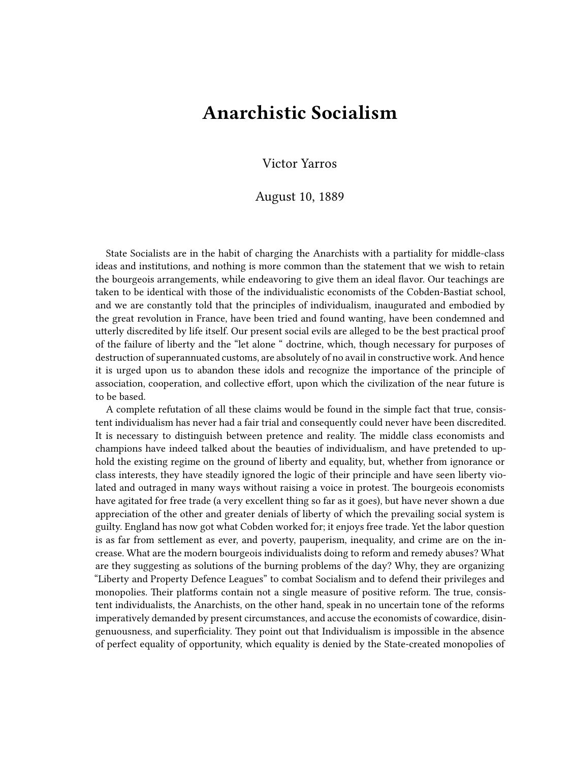# Anarchistic Socialism

Victor Yarros

August 10, 1889

State Socialists are in the habit of charging the Anarchists with a partiality for middle-class ideas and institutions, and nothing is more common than the statement that we wish to retain the bourgeois arrangements, while endeavoring to give them an ideal flavor. Our teachings are taken to be identical with those of the individualistic economists of the Cobden-Bastiat school, and we are constantly told that the principles of individualism, inaugurated and embodied by the great revolution in France, have been tried and found wanting, have been condemned and utterly discredited by life itself. Our present social evils are alleged to be the best practical proof of the failure of liberty and the "let alone " doctrine, which, though necessary for purposes of destruction of superannuated customs, are absolutely of no avail in constructive work. And hence it is urged upon us to abandon these idols and recognize the importance of the principle of association, cooperation, and collective effort, upon which the civilization of the near future is to be based.

A complete refutation of all these claims would be found in the simple fact that true, consistent individualism has never had a fair trial and consequently could never have been discredited. It is necessary to distinguish between pretence and reality. The middle class economists and champions have indeed talked about the beauties of individualism, and have pretended to uphold the existing regime on the ground of liberty and equality, but, whether from ignorance or class interests, they have steadily ignored the logic of their principle and have seen liberty violated and outraged in many ways without raising a voice in protest. The bourgeois economists have agitated for free trade (a very excellent thing so far as it goes), but have never shown a due appreciation of the other and greater denials of liberty of which the prevailing social system is guilty. England has now got what Cobden worked for; it enjoys free trade. Yet the labor question is as far from settlement as ever, and poverty, pauperism, inequality, and crime are on the increase. What are the modern bourgeois individualists doing to reform and remedy abuses? What are they suggesting as solutions of the burning problems of the day? Why, they are organizing "Liberty and Property Defence Leagues" to combat Socialism and to defend their privileges and monopolies. Their platforms contain not a single measure of positive reform. The true, consistent individualists, the Anarchists, on the other hand, speak in no uncertain tone of the reforms imperatively demanded by present circumstances, and accuse the economists of cowardice, disingenuousness, and superficiality. They point out that Individualism is impossible in the absence of perfect equality of opportunity, which equality is denied by the State-created monopolies of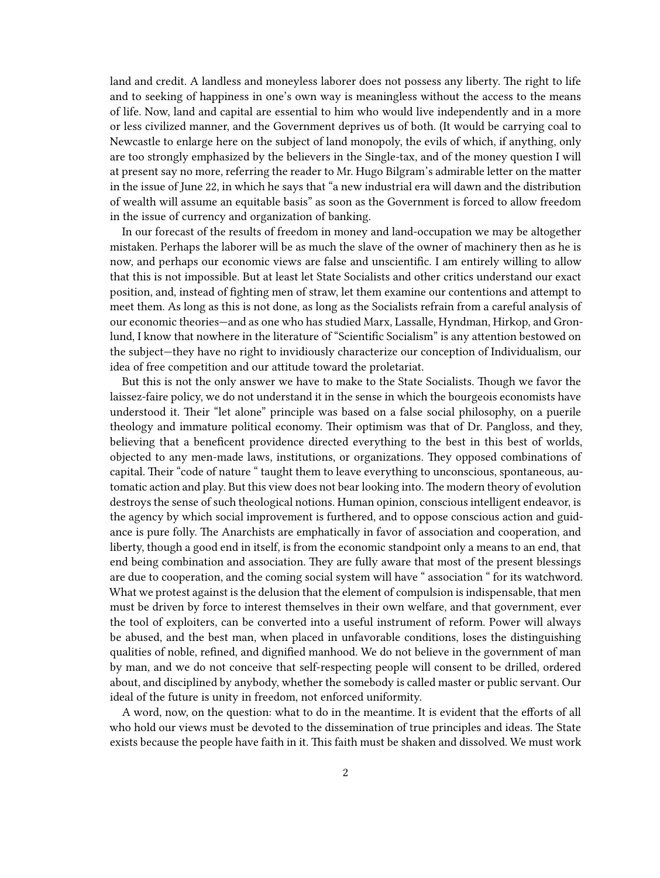land and credit. A landless and moneyless laborer does not possess any liberty. The right to life and to seeking of happiness in one's own way is meaningless without the access to the means of life. Now, land and capital are essential to him who would live independently and in a more or less civilized manner, and the Government deprives us of both. (It would be carrying coal to Newcastle to enlarge here on the subject of land monopoly, the evils of which, if anything, only are too strongly emphasized by the believers in the Single-tax, and of the money question I will at present say no more, referring the reader to Mr. Hugo Bilgram's admirable letter on the matter in the issue of June 22, in which he says that "a new industrial era will dawn and the distribution of wealth will assume an equitable basis" as soon as the Government is forced to allow freedom in the issue of currency and organization of banking.

In our forecast of the results of freedom in money and land-occupation we may be altogether mistaken. Perhaps the laborer will be as much the slave of the owner of machinery then as he is now, and perhaps our economic views are false and unscientific. I am entirely willing to allow that this is not impossible. But at least let State Socialists and other critics understand our exact position, and, instead of fighting men of straw, let them examine our contentions and attempt to meet them. As long as this is not done, as long as the Socialists refrain from a careful analysis of our economic theories—and as one who has studied Marx, Lassalle, Hyndman, Hirkop, and Gronlund, I know that nowhere in the literature of "Scientific Socialism" is any attention bestowed on the subject—they have no right to invidiously characterize our conception of Individualism, our idea of free competition and our attitude toward the proletariat.

But this is not the only answer we have to make to the State Socialists. Though we favor the laissez-faire policy, we do not understand it in the sense in which the bourgeois economists have understood it. Their "let alone" principle was based on a false social philosophy, on a puerile theology and immature political economy. Their optimism was that of Dr. Pangloss, and they, believing that a beneficent providence directed everything to the best in this best of worlds, objected to any men-made laws, institutions, or organizations. They opposed combinations of capital. Their "code of nature " taught them to leave everything to unconscious, spontaneous, automatic action and play. But this view does not bear looking into. The modern theory of evolution destroys the sense of such theological notions. Human opinion, conscious intelligent endeavor, is the agency by which social improvement is furthered, and to oppose conscious action and guidance is pure folly. The Anarchists are emphatically in favor of association and cooperation, and liberty, though a good end in itself, is from the economic standpoint only a means to an end, that end being combination and association. They are fully aware that most of the present blessings are due to cooperation, and the coming social system will have " association " for its watchword. What we protest against is the delusion that the element of compulsion is indispensable, that men must be driven by force to interest themselves in their own welfare, and that government, ever the tool of exploiters, can be converted into a useful instrument of reform. Power will always be abused, and the best man, when placed in unfavorable conditions, loses the distinguishing qualities of noble, refined, and dignified manhood. We do not believe in the government of man by man, and we do not conceive that self-respecting people will consent to be drilled, ordered about, and disciplined by anybody, whether the somebody is called master or public servant. Our ideal of the future is unity in freedom, not enforced uniformity.

A word, now, on the question: what to do in the meantime. It is evident that the efforts of all who hold our views must be devoted to the dissemination of true principles and ideas. The State exists because the people have faith in it. This faith must be shaken and dissolved. We must work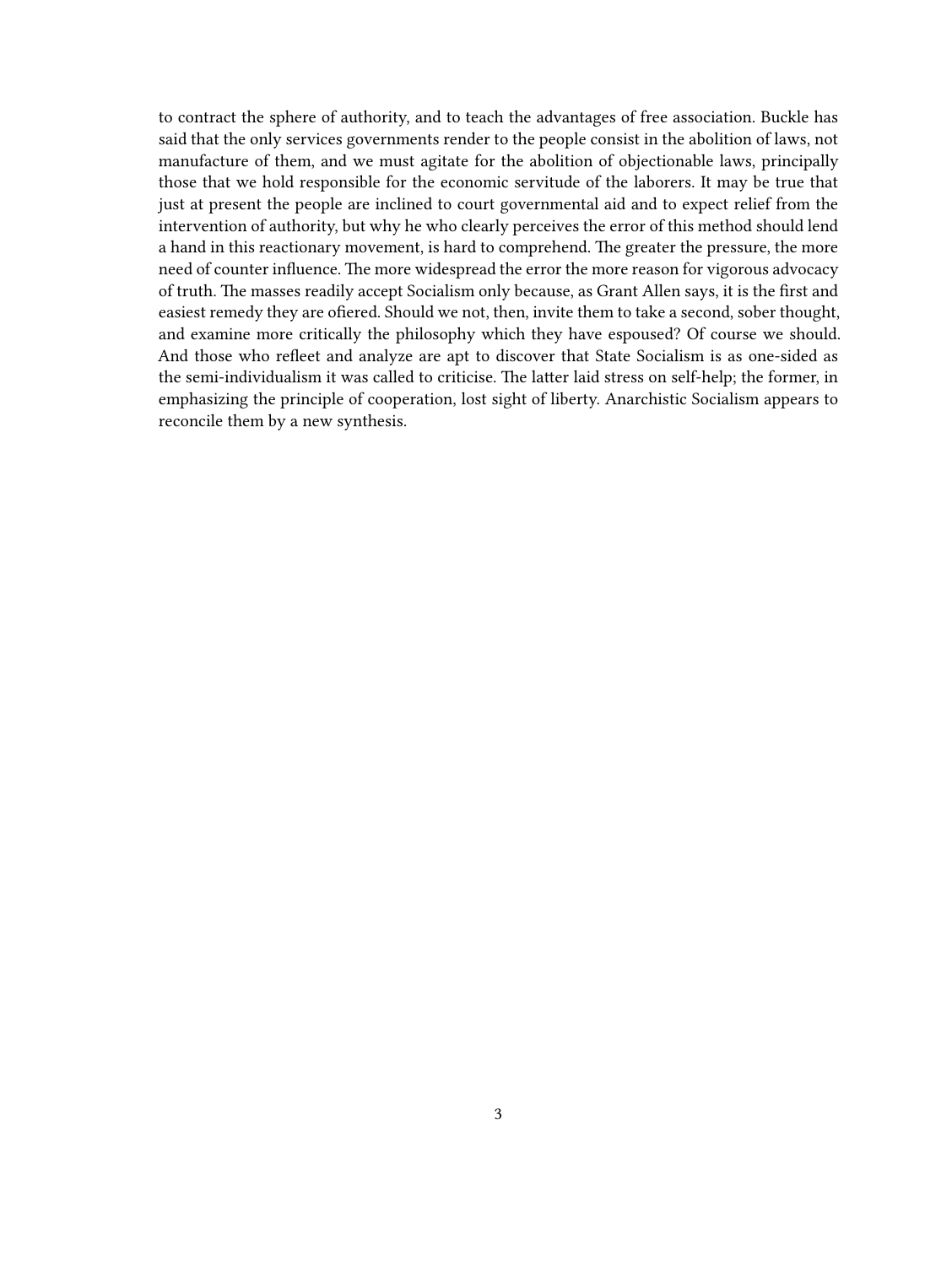to contract the sphere of authority, and to teach the advantages of free association. Buckle has said that the only services governments render to the people consist in the abolition of laws, not manufacture of them, and we must agitate for the abolition of objectionable laws, principally those that we hold responsible for the economic servitude of the laborers. It may be true that just at present the people are inclined to court governmental aid and to expect relief from the intervention of authority, but why he who clearly perceives the error of this method should lend a hand in this reactionary movement, is hard to comprehend. The greater the pressure, the more need of counter influence. The more widespread the error the more reason for vigorous advocacy of truth. The masses readily accept Socialism only because, as Grant Allen says, it is the first and easiest remedy they are ofiered. Should we not, then, invite them to take a second, sober thought, and examine more critically the philosophy which they have espoused? Of course we should. And those who refleet and analyze are apt to discover that State Socialism is as one-sided as the semi-individualism it was called to criticise. The latter laid stress on self-help; the former, in emphasizing the principle of cooperation, lost sight of liberty. Anarchistic Socialism appears to reconcile them by a new synthesis.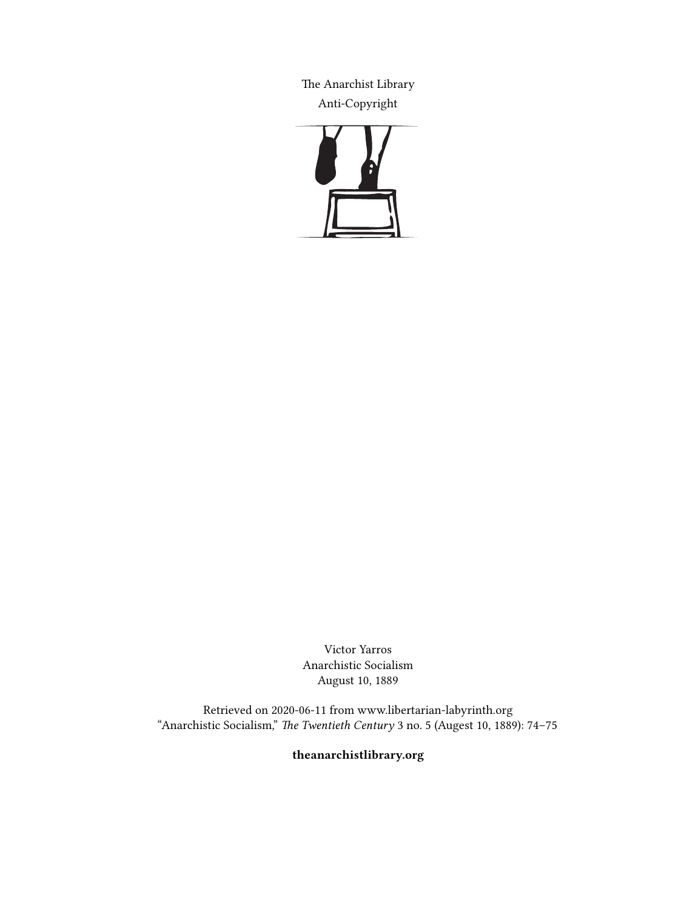The Anarchist Library
Anti-Copyright

Victor Yarros
Anarchistic Socialism
August 10, 1889

Retrieved on 2020-06-11 from www.libertarian-labyrinth.org
"Anarchistic Socialism," *The Twentieth Century* 3 no. 5 (Augest 10, 1889): 74–75

**theanarchistlibrary.org**